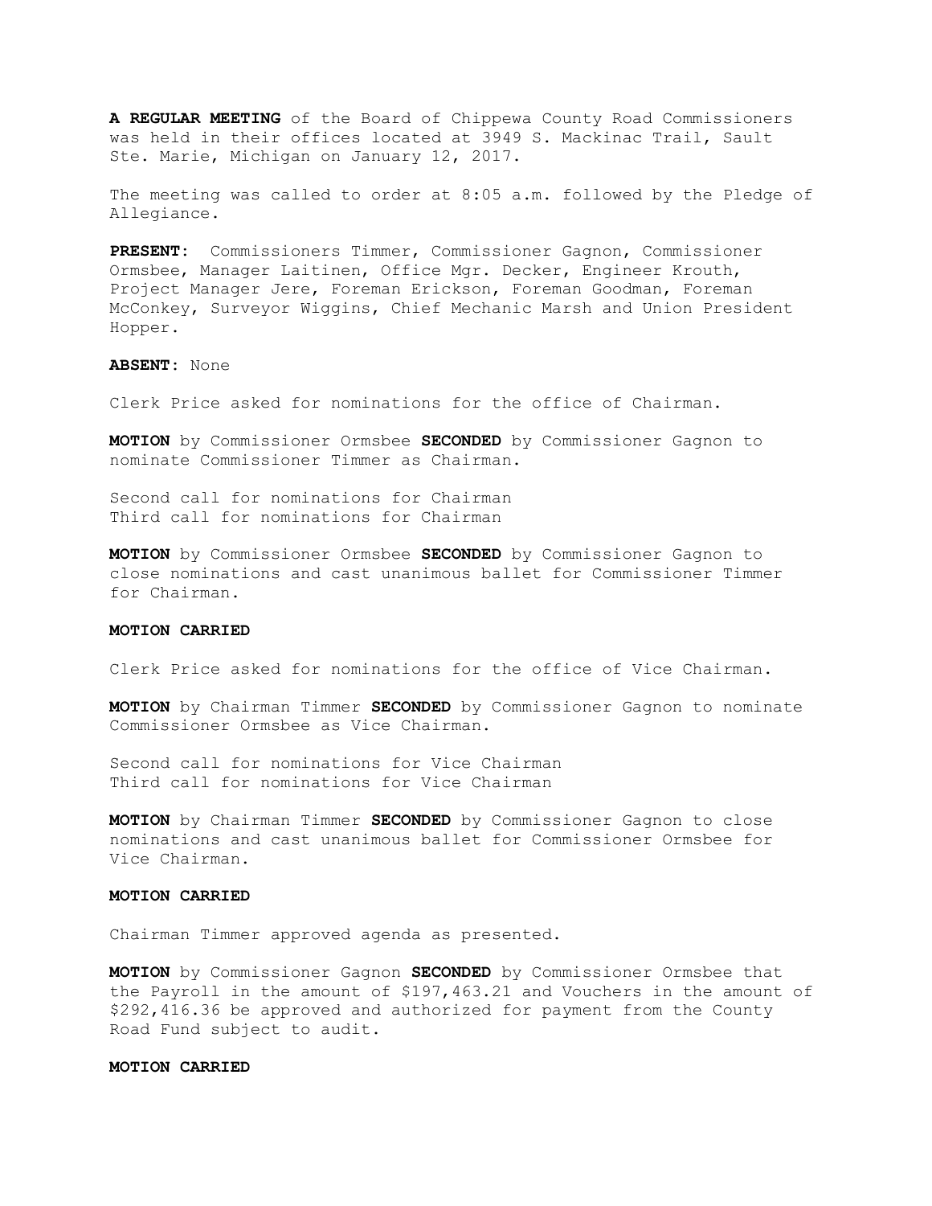**A REGULAR MEETING** of the Board of Chippewa County Road Commissioners was held in their offices located at 3949 S. Mackinac Trail, Sault Ste. Marie, Michigan on January 12, 2017.

The meeting was called to order at 8:05 a.m. followed by the Pledge of Allegiance.

**PRESENT:** Commissioners Timmer, Commissioner Gagnon, Commissioner Ormsbee, Manager Laitinen, Office Mgr. Decker, Engineer Krouth, Project Manager Jere, Foreman Erickson, Foreman Goodman, Foreman McConkey, Surveyor Wiggins, Chief Mechanic Marsh and Union President Hopper.

**ABSENT:** None

Clerk Price asked for nominations for the office of Chairman.

**MOTION** by Commissioner Ormsbee **SECONDED** by Commissioner Gagnon to nominate Commissioner Timmer as Chairman.

Second call for nominations for Chairman
Third call for nominations for Chairman

**MOTION** by Commissioner Ormsbee **SECONDED** by Commissioner Gagnon to close nominations and cast unanimous ballet for Commissioner Timmer for Chairman.

**MOTION CARRIED**

Clerk Price asked for nominations for the office of Vice Chairman.

**MOTION** by Chairman Timmer **SECONDED** by Commissioner Gagnon to nominate Commissioner Ormsbee as Vice Chairman.

Second call for nominations for Vice Chairman
Third call for nominations for Vice Chairman

**MOTION** by Chairman Timmer **SECONDED** by Commissioner Gagnon to close nominations and cast unanimous ballet for Commissioner Ormsbee for Vice Chairman.

**MOTION CARRIED**

Chairman Timmer approved agenda as presented.

**MOTION** by Commissioner Gagnon **SECONDED** by Commissioner Ormsbee that the Payroll in the amount of $197,463.21 and Vouchers in the amount of $292,416.36 be approved and authorized for payment from the County Road Fund subject to audit.

**MOTION CARRIED**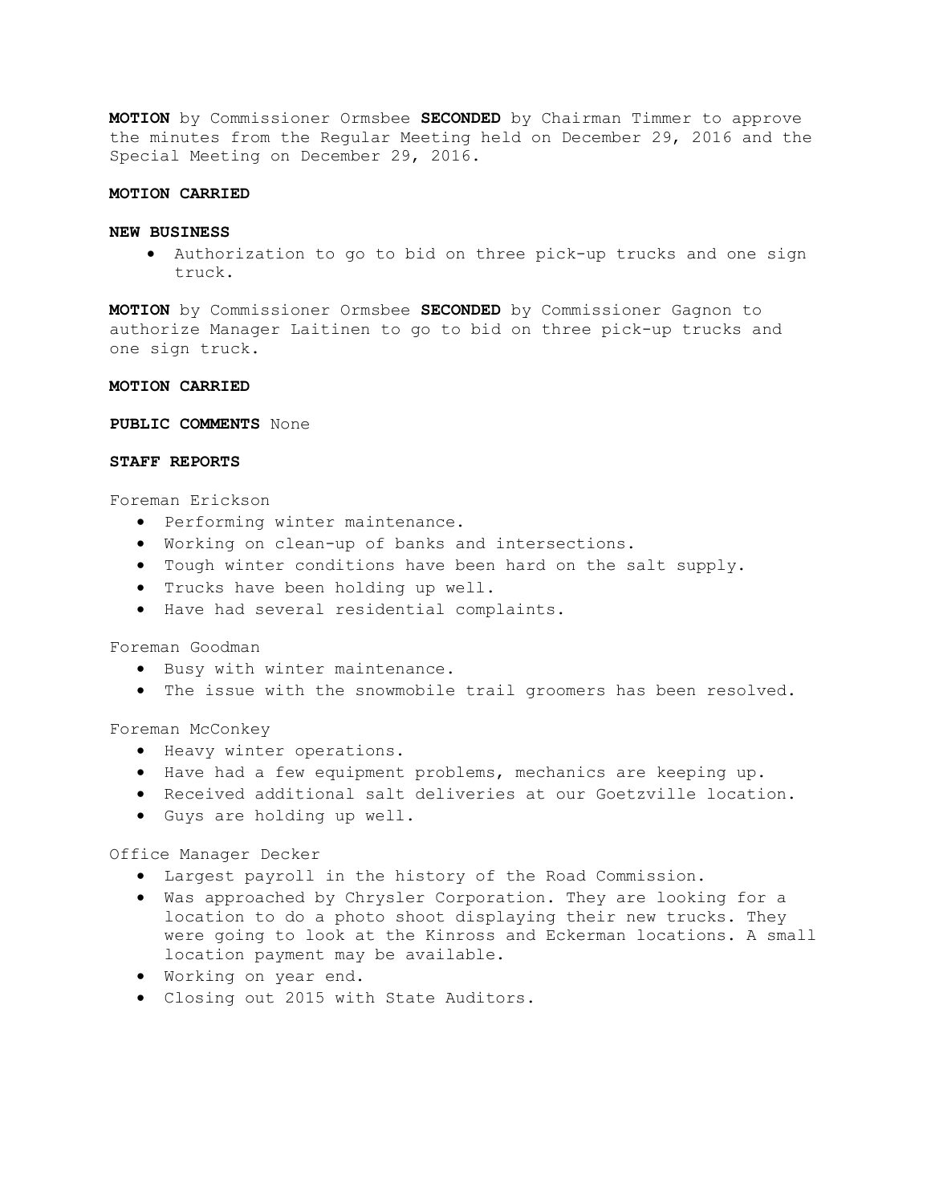**MOTION** by Commissioner Ormsbee **SECONDED** by Chairman Timmer to approve the minutes from the Regular Meeting held on December 29, 2016 and the Special Meeting on December 29, 2016.

**MOTION CARRIED**

**NEW BUSINESS**

- Authorization to go to bid on three pick-up trucks and one sign truck.

**MOTION** by Commissioner Ormsbee **SECONDED** by Commissioner Gagnon to authorize Manager Laitinen to go to bid on three pick-up trucks and one sign truck.

**MOTION CARRIED**

**PUBLIC COMMENTS** None

**STAFF REPORTS**

Foreman Erickson

- Performing winter maintenance.
- Working on clean-up of banks and intersections.
- Tough winter conditions have been hard on the salt supply.
- Trucks have been holding up well.
- Have had several residential complaints.

Foreman Goodman

- Busy with winter maintenance.
- The issue with the snowmobile trail groomers has been resolved.

Foreman McConkey

- Heavy winter operations.
- Have had a few equipment problems, mechanics are keeping up.
- Received additional salt deliveries at our Goetzville location.
- Guys are holding up well.

Office Manager Decker

- Largest payroll in the history of the Road Commission.
- Was approached by Chrysler Corporation. They are looking for a location to do a photo shoot displaying their new trucks. They were going to look at the Kinross and Eckerman locations. A small location payment may be available.
- Working on year end.
- Closing out 2015 with State Auditors.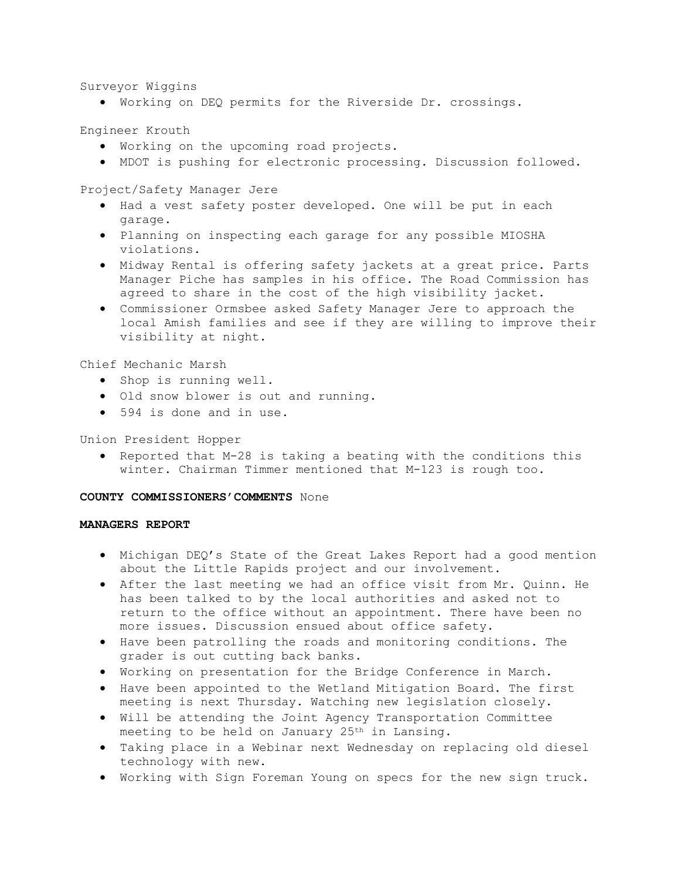Surveyor Wiggins

- Working on DEQ permits for the Riverside Dr. crossings.

Engineer Krouth

- Working on the upcoming road projects.
- MDOT is pushing for electronic processing. Discussion followed.

Project/Safety Manager Jere

- Had a vest safety poster developed. One will be put in each garage.
- Planning on inspecting each garage for any possible MIOSHA violations.
- Midway Rental is offering safety jackets at a great price. Parts Manager Piche has samples in his office. The Road Commission has agreed to share in the cost of the high visibility jacket.
- Commissioner Ormsbee asked Safety Manager Jere to approach the local Amish families and see if they are willing to improve their visibility at night.

Chief Mechanic Marsh

- Shop is running well.
- Old snow blower is out and running.
- 594 is done and in use.

Union President Hopper

- Reported that M-28 is taking a beating with the conditions this winter. Chairman Timmer mentioned that M-123 is rough too.

**COUNTY COMMISSIONERS'COMMENTS** None

**MANAGERS REPORT**

- Michigan DEQ's State of the Great Lakes Report had a good mention about the Little Rapids project and our involvement.
- After the last meeting we had an office visit from Mr. Quinn. He has been talked to by the local authorities and asked not to return to the office without an appointment. There have been no more issues. Discussion ensued about office safety.
- Have been patrolling the roads and monitoring conditions. The grader is out cutting back banks.
- Working on presentation for the Bridge Conference in March.
- Have been appointed to the Wetland Mitigation Board. The first meeting is next Thursday. Watching new legislation closely.
- Will be attending the Joint Agency Transportation Committee meeting to be held on January 25th in Lansing.
- Taking place in a Webinar next Wednesday on replacing old diesel technology with new.
- Working with Sign Foreman Young on specs for the new sign truck.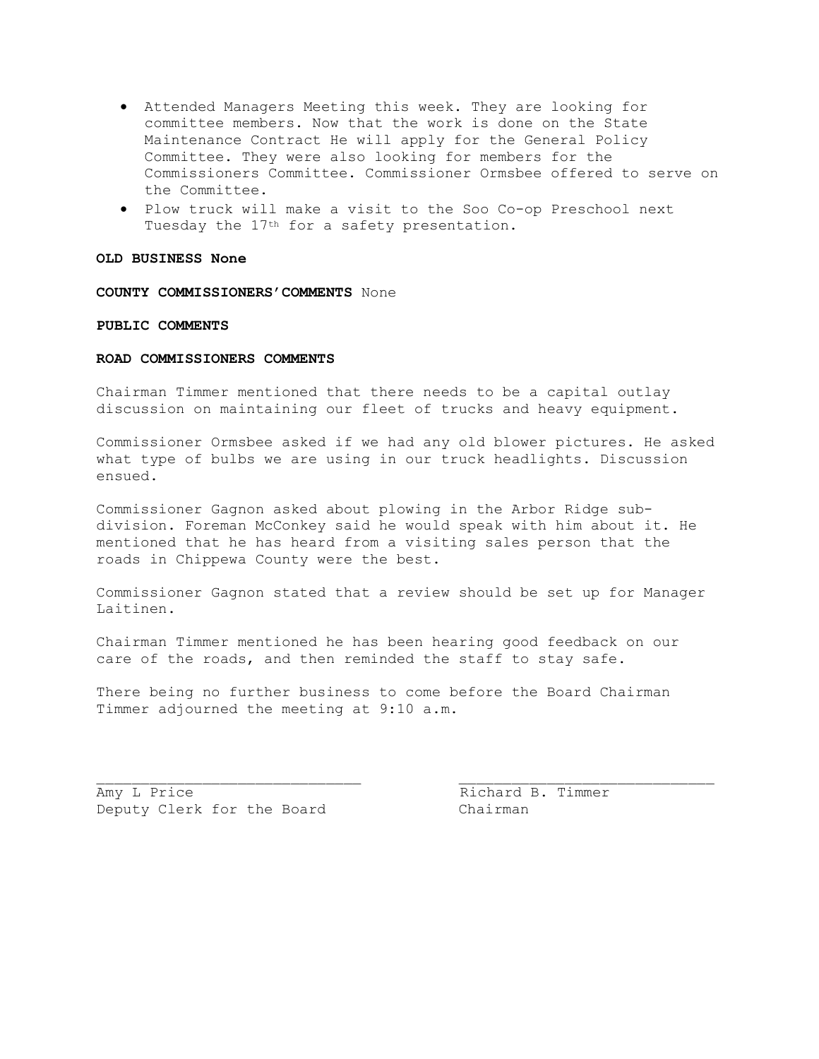- Attended Managers Meeting this week. They are looking for committee members. Now that the work is done on the State Maintenance Contract He will apply for the General Policy Committee. They were also looking for members for the Commissioners Committee. Commissioner Ormsbee offered to serve on the Committee.
- Plow truck will make a visit to the Soo Co-op Preschool next Tuesday the 17th for a safety presentation.

**OLD BUSINESS None**

**COUNTY COMMISSIONERS'COMMENTS** None

**PUBLIC COMMENTS**

**ROAD COMMISSIONERS COMMENTS**

Chairman Timmer mentioned that there needs to be a capital outlay discussion on maintaining our fleet of trucks and heavy equipment.

Commissioner Ormsbee asked if we had any old blower pictures. He asked what type of bulbs we are using in our truck headlights. Discussion ensued.

Commissioner Gagnon asked about plowing in the Arbor Ridge sub-division. Foreman McConkey said he would speak with him about it. He mentioned that he has heard from a visiting sales person that the roads in Chippewa County were the best.

Commissioner Gagnon stated that a review should be set up for Manager Laitinen.

Chairman Timmer mentioned he has been hearing good feedback on our care of the roads, and then reminded the staff to stay safe.

There being no further business to come before the Board Chairman Timmer adjourned the meeting at 9:10 a.m.

| | |
|---|---|
| \_\_\_\_\_\_\_\_\_\_\_\_\_\_\_\_\_\_\_\_\_\_\_\_\_\_\_\_\_\_ | \_\_\_\_\_\_\_\_\_\_\_\_\_\_\_\_\_\_\_\_\_\_\_\_\_\_\_\_\_\_ |
| Amy L Price | Richard B. Timmer |
| Deputy Clerk for the Board | Chairman |